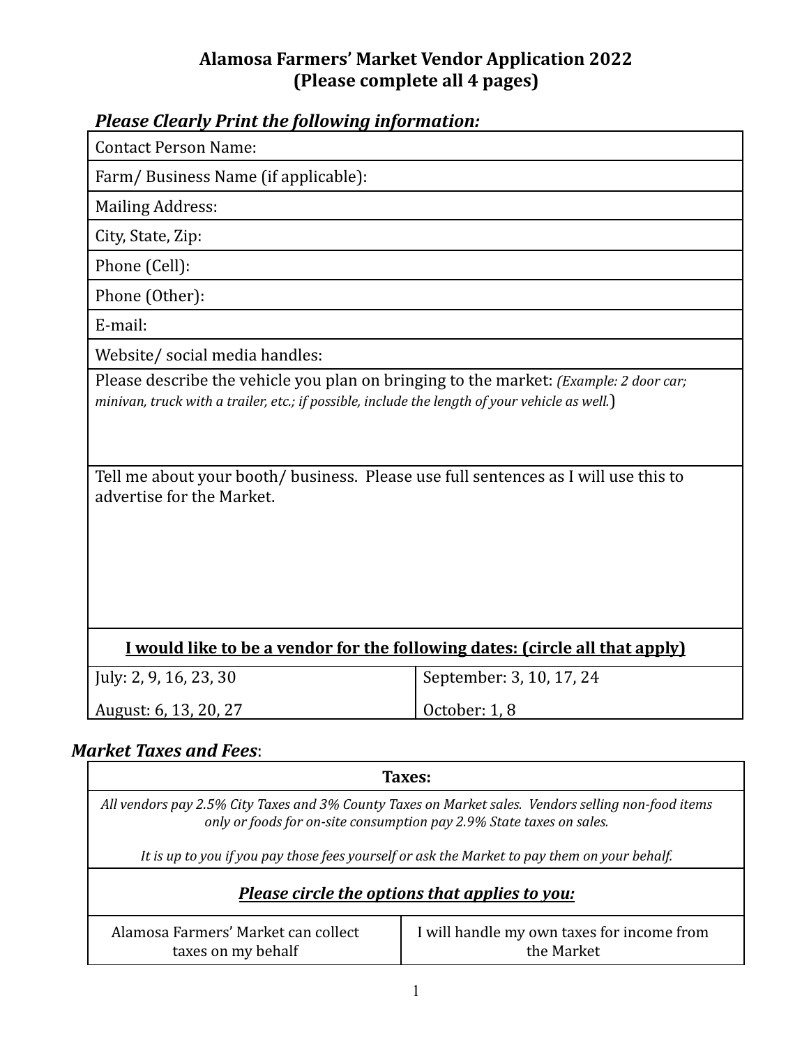# Alamosa Farmers' Market Vendor Application 2022
## (Please complete all 4 pages)

***Please Clearly Print the following information:***

| |
|---|
| Contact Person Name: |
| Farm/ Business Name (if applicable): |
| Mailing Address: |
| City, State, Zip: |
| Phone (Cell): |
| Phone (Other): |
| E-mail: |
| Website/ social media handles: |
| Please describe the vehicle you plan on bringing to the market: *(Example: 2 door car; minivan, truck with a trailer, etc.; if possible, include the length of your vehicle as well.*) |
| Tell me about your booth/ business. Please use full sentences as I will use this to advertise for the Market. |

| **I would like to be a vendor for the following dates: (circle all that apply)** | |
|---|---|
| July: 2, 9, 16, 23, 30 | September: 3, 10, 17, 24 |
| August: 6, 13, 20, 27 | October: 1, 8 |

***Market Taxes and Fees***:

| **Taxes:** | |
|---|---|
| *All vendors pay 2.5% City Taxes and 3% County Taxes on Market sales. Vendors selling non-food items only or foods for on-site consumption pay 2.9% State taxes on sales.*<br><br>*It is up to you if you pay those fees yourself or ask the Market to pay them on your behalf.* | |
| ***Please circle the options that applies to you:*** | |
| Alamosa Farmers' Market can collect taxes on my behalf | I will handle my own taxes for income from the Market |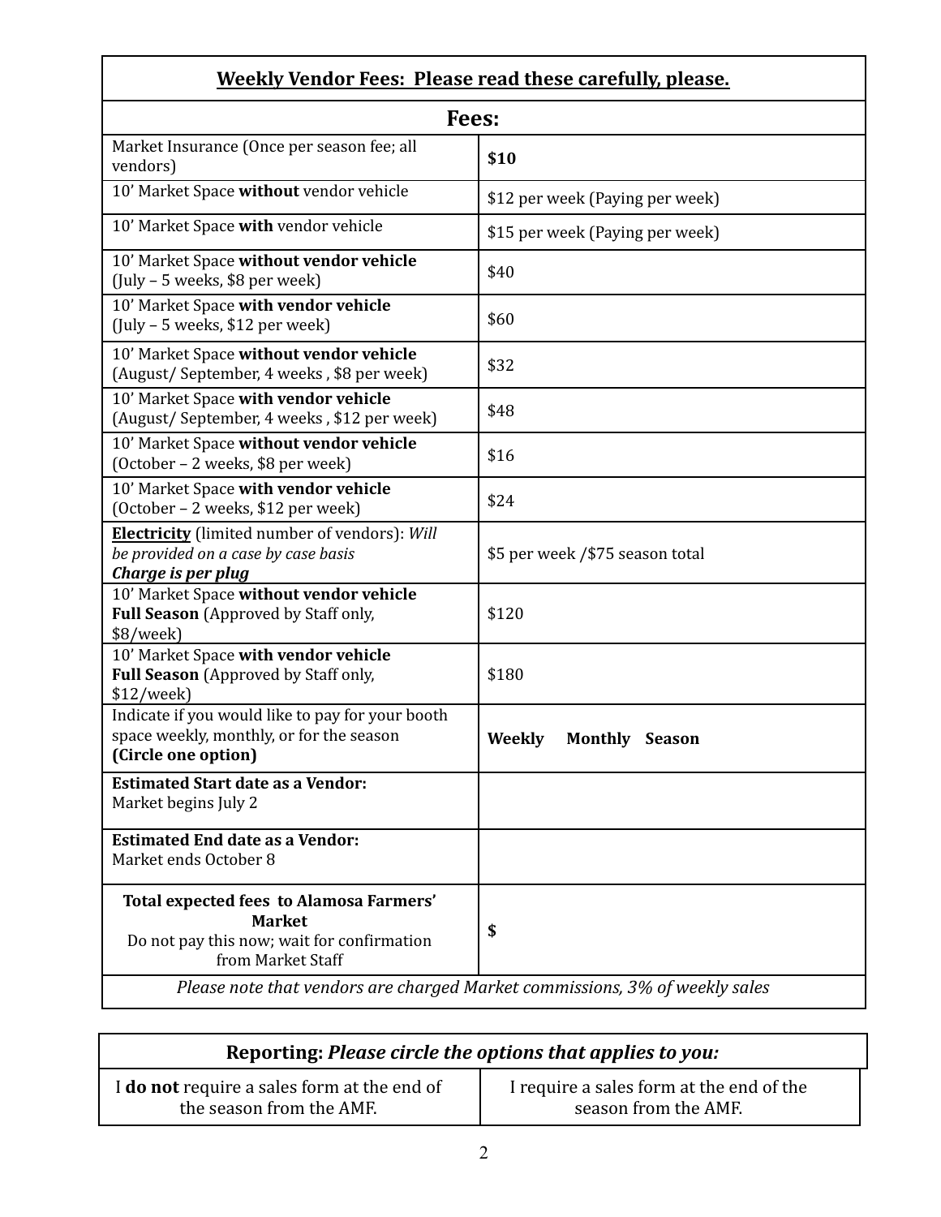| **Weekly Vendor Fees: Please read these carefully, please.** | |
|---|---|
| **Fees:** | |
| Market Insurance (Once per season fee; all vendors) | **$10** |
| 10’ Market Space **without** vendor vehicle | $12 per week (Paying per week) |
| 10’ Market Space **with** vendor vehicle | $15 per week (Paying per week) |
| 10’ Market Space **without vendor vehicle** (July – 5 weeks, $8 per week) | $40 |
| 10’ Market Space **with vendor vehicle** (July – 5 weeks, $12 per week) | $60 |
| 10’ Market Space **without vendor vehicle** (August/ September, 4 weeks , $8 per week) | $32 |
| 10’ Market Space **with vendor vehicle** (August/ September, 4 weeks , $12 per week) | $48 |
| 10’ Market Space **without vendor vehicle** (October – 2 weeks, $8 per week) | $16 |
| 10’ Market Space **with vendor vehicle** (October – 2 weeks, $12 per week) | $24 |
| **Electricity** (limited number of vendors): *Will be provided on a case by case basis* ***Charge is per plug*** | $5 per week /$75 season total |
| 10’ Market Space **without vendor vehicle** **Full Season** (Approved by Staff only, $8/week) | $120 |
| 10’ Market Space **with vendor vehicle** **Full Season** (Approved by Staff only, $12/week) | $180 |
| Indicate if you would like to pay for your booth space weekly, monthly, or for the season **(Circle one option)** | **Weekly Monthly Season** |
| **Estimated Start date as a Vendor:** Market begins July 2 | |
| **Estimated End date as a Vendor:** Market ends October 8 | |
| **Total expected fees to Alamosa Farmers’ Market** Do not pay this now; wait for confirmation from Market Staff | **$** |
| *Please note that vendors are charged Market commissions, 3% of weekly sales* | |

| **Reporting:** ***Please circle the options that applies to you:*** | |
|---|---|
| I **do not** require a sales form at the end of the season from the AMF. | I require a sales form at the end of the season from the AMF. |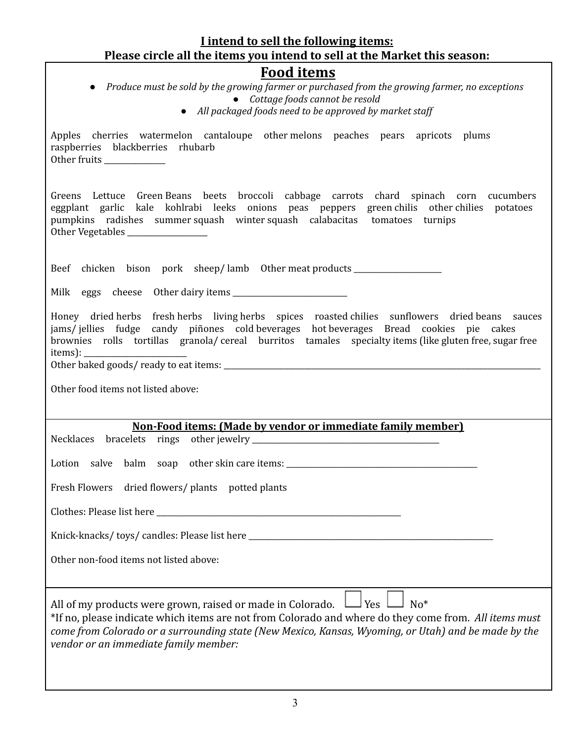**I intend to sell the following items:**
**Please circle all the items you intend to sell at the Market this season:**

## Food items

- *Produce must be sold by the growing farmer or purchased from the growing farmer, no exceptions*
- *Cottage foods cannot be resold*
- *All packaged foods need to be approved by market staff*

Apples cherries watermelon cantaloupe other melons peaches pears apricots plums raspberries blackberries rhubarb
Other fruits _______________

Greens Lettuce Green Beans beets broccoli cabbage carrots chard spinach corn cucumbers eggplant garlic kale kohlrabi leeks onions peas peppers green chilis other chilies potatoes pumpkins radishes summer squash winter squash calabacitas tomatoes turnips
Other Vegetables ____________________

Beef chicken bison pork sheep/ lamb Other meat products ______________________

Milk eggs cheese Other dairy items ____________________________

Honey dried herbs fresh herbs living herbs spices roasted chilies sunflowers dried beans sauces jams/ jellies fudge candy piñones cold beverages hot beverages Bread cookies pie cakes brownies rolls tortillas granola/ cereal burritos tamales specialty items (like gluten free, sugar free items): _________________________
Other baked goods/ ready to eat items: ________________________________________________________________________________

Other food items not listed above:

**Non-Food items: (Made by vendor or immediate family member)**

Necklaces bracelets rings other jewelry _______________________________________________

Lotion salve balm soap other skin care items: ________________________________________________

Fresh Flowers dried flowers/ plants potted plants

Clothes: Please list here ______________________________________________________________

Knick-knacks/ toys/ candles: Please list here ______________________________________________________________

Other non-food items not listed above:

All of my products were grown, raised or made in Colorado. ☐ Yes ☐ No*
*If no, please indicate which items are not from Colorado and where do they come from. *All items must come from Colorado or a surrounding state (New Mexico, Kansas, Wyoming, or Utah) and be made by the vendor or an immediate family member:*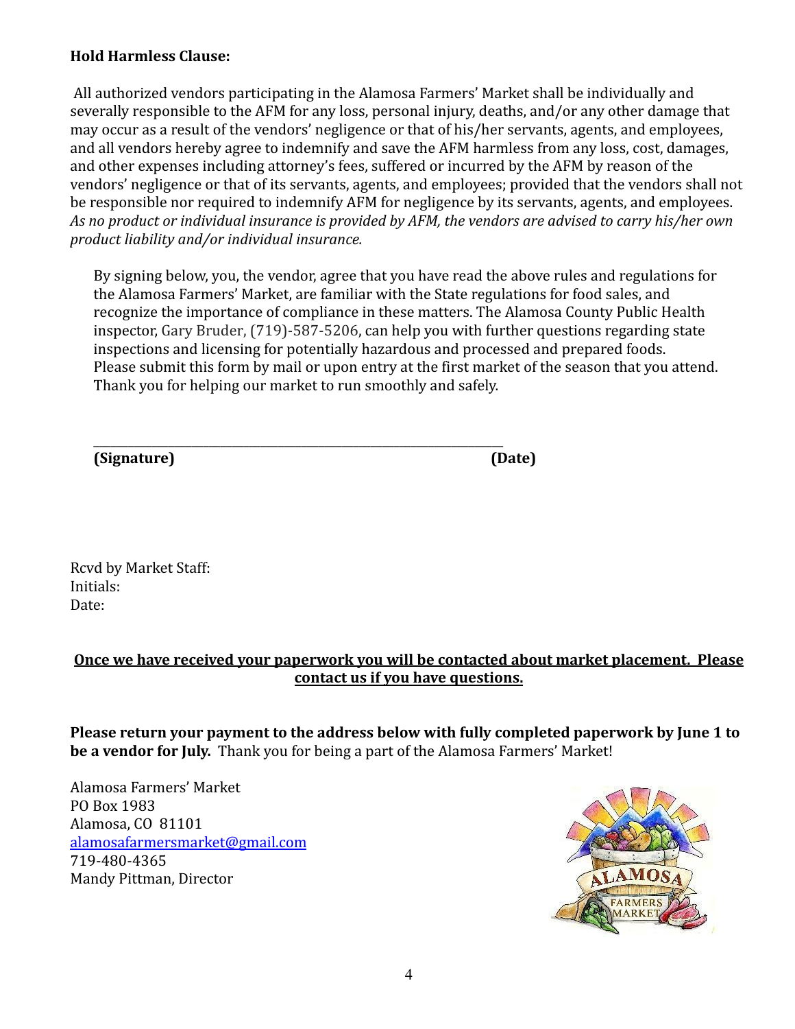**Hold Harmless Clause:**

All authorized vendors participating in the Alamosa Farmers' Market shall be individually and severally responsible to the AFM for any loss, personal injury, deaths, and/or any other damage that may occur as a result of the vendors' negligence or that of his/her servants, agents, and employees, and all vendors hereby agree to indemnify and save the AFM harmless from any loss, cost, damages, and other expenses including attorney's fees, suffered or incurred by the AFM by reason of the vendors' negligence or that of its servants, agents, and employees; provided that the vendors shall not be responsible nor required to indemnify AFM for negligence by its servants, agents, and employees. *As no product or individual insurance is provided by AFM, the vendors are advised to carry his/her own product liability and/or individual insurance.*

By signing below, you, the vendor, agree that you have read the above rules and regulations for the Alamosa Farmers' Market, are familiar with the State regulations for food sales, and recognize the importance of compliance in these matters. The Alamosa County Public Health inspector, Gary Bruder, (719)-587-5206, can help you with further questions regarding state inspections and licensing for potentially hazardous and processed and prepared foods. Please submit this form by mail or upon entry at the first market of the season that you attend. Thank you for helping our market to run smoothly and safely.

\_\_\_\_\_\_\_\_\_\_\_\_\_\_\_\_\_\_\_\_\_\_\_\_\_\_\_\_\_\_\_\_\_\_\_\_\_\_\_\_\_\_\_\_\_\_\_\_\_\_\_\_\_\_\_\_\_\_\_\_\_\_\_\_

**(Signature)** **(Date)**

Rcvd by Market Staff:
Initials:
Date:

**<u>Once we have received your paperwork you will be contacted about market placement. Please contact us if you have questions.</u>**

**Please return your payment to the address below with fully completed paperwork by June 1 to be a vendor for July.** Thank you for being a part of the Alamosa Farmers' Market!

Alamosa Farmers' Market
PO Box 1983
Alamosa, CO 81101
alamosafarmersmarket@gmail.com
719-480-4365
Mandy Pittman, Director

ALAMOSA FARMERS MARKET